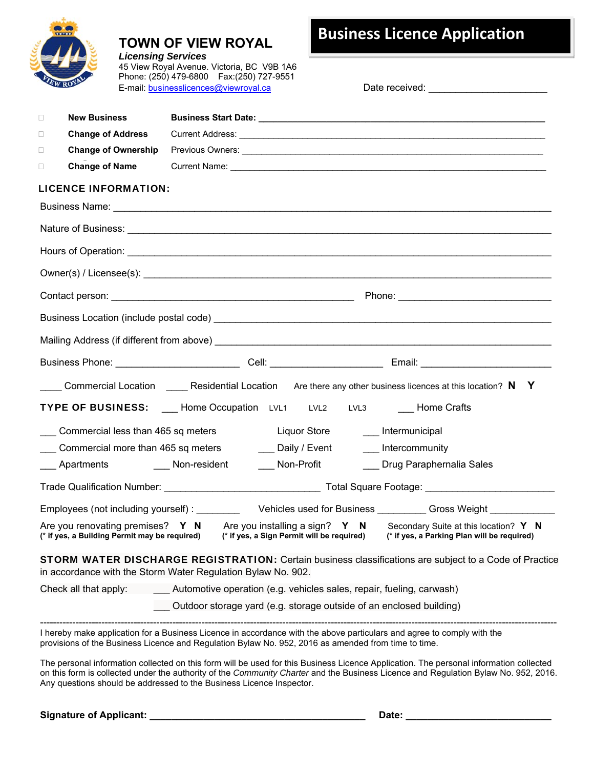# TOWN OF VIEW ROYAL

***Licensing Services***
45 View Royal Avenue. Victoria, BC V9B 1A6
Phone: (250) 479-6800 Fax:(250) 727-9551
E-mail: businesslicences@viewroyal.ca

## Business Licence Application

Date received: ____________________

- ☐ **New Business** — **Business Start Date:** ____________________
- ☐ **Change of Address** — Current Address: ____________________
- ☐ **Change of Ownership** — Previous Owners: ____________________
- ☐ **Change of Name** — Current Name: ____________________

### LICENCE INFORMATION:

Business Name: ____________________

Nature of Business: ____________________

Hours of Operation: ____________________

Owner(s) / Licensee(s): ____________________

Contact person: ____________________ Phone: ____________________

Business Location (include postal code) ____________________

Mailing Address (if different from above) ____________________

Business Phone: ____________________ Cell: ____________________ Email: ____________________

____ Commercial Location ____ Residential Location Are there any other business licences at this location? **N Y**

**TYPE OF BUSINESS:** ___ Home Occupation LVL1 LVL2 LVL3 ___ Home Crafts

___ Commercial less than 465 sq meters   Liquor Store   ___ Intermunicipal

___ Commercial more than 465 sq meters   ___ Daily / Event   ___ Intercommunity

___ Apartments   ___ Non-resident   ___ Non-Profit   ___ Drug Paraphernalia Sales

Trade Qualification Number: ____________________ Total Square Footage: ____________________

Employees (not including yourself) : ________ Vehicles used for Business _________ Gross Weight ____________

Are you renovating premises? **Y N**
**(* if yes, a Building Permit may be required)**

Are you installing a sign? **Y N**
**(* if yes, a Sign Permit will be required)**

Secondary Suite at this location? **Y N**
**(* if yes, a Parking Plan will be required)**

**STORM WATER DISCHARGE REGISTRATION:** Certain business classifications are subject to a Code of Practice in accordance with the Storm Water Regulation Bylaw No. 902.

Check all that apply:
___ Automotive operation (e.g. vehicles sales, repair, fueling, carwash)
___ Outdoor storage yard (e.g. storage outside of an enclosed building)

---

I hereby make application for a Business Licence in accordance with the above particulars and agree to comply with the provisions of the Business Licence and Regulation Bylaw No. 952, 2016 as amended from time to time.

The personal information collected on this form will be used for this Business Licence Application. The personal information collected on this form is collected under the authority of the *Community Charter* and the Business Licence and Regulation Bylaw No. 952, 2016. Any questions should be addressed to the Business Licence Inspector.

**Signature of Applicant:** ____________________ **Date:** ____________________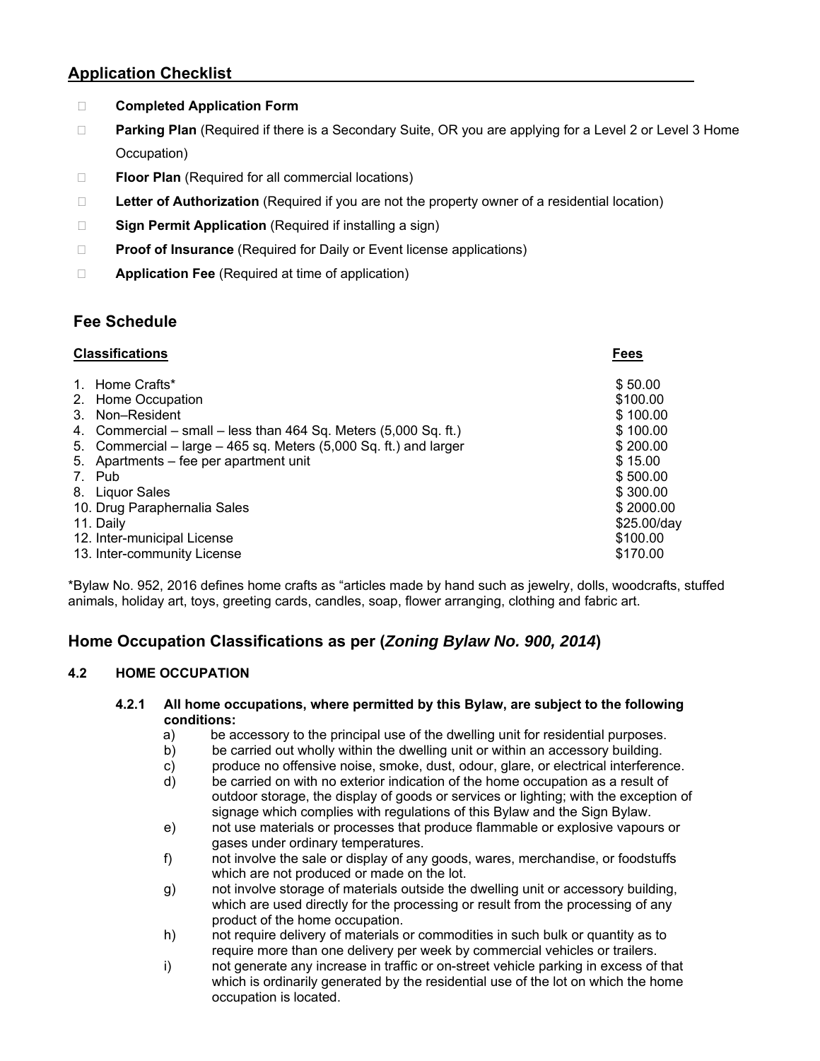## Application Checklist

- ☐ **Completed Application Form**
- ☐ **Parking Plan** (Required if there is a Secondary Suite, OR you are applying for a Level 2 or Level 3 Home Occupation)
- ☐ **Floor Plan** (Required for all commercial locations)
- ☐ **Letter of Authorization** (Required if you are not the property owner of a residential location)
- ☐ **Sign Permit Application** (Required if installing a sign)
- ☐ **Proof of Insurance** (Required for Daily or Event license applications)
- ☐ **Application Fee** (Required at time of application)

## Fee Schedule

| Classifications | Fees |
|---|---|
| 1. Home Crafts* | $ 50.00 |
| 2. Home Occupation | $100.00 |
| 3. Non–Resident | $ 100.00 |
| 4. Commercial – small – less than 464 Sq. Meters (5,000 Sq. ft.) | $ 100.00 |
| 5. Commercial – large – 465 sq. Meters (5,000 Sq. ft.) and larger | $ 200.00 |
| 5. Apartments – fee per apartment unit | $ 15.00 |
| 7. Pub | $ 500.00 |
| 8. Liquor Sales | $ 300.00 |
| 10. Drug Paraphernalia Sales | $ 2000.00 |
| 11. Daily | $25.00/day |
| 12. Inter-municipal License | $100.00 |
| 13. Inter-community License | $170.00 |

*Bylaw No. 952, 2016 defines home crafts as "articles made by hand such as jewelry, dolls, woodcrafts, stuffed animals, holiday art, toys, greeting cards, candles, soap, flower arranging, clothing and fabric art.

## Home Occupation Classifications as per (*Zoning Bylaw No. 900, 2014*)

### 4.2 HOME OCCUPATION

**4.2.1 All home occupations, where permitted by this Bylaw, are subject to the following conditions:**

a) be accessory to the principal use of the dwelling unit for residential purposes.

b) be carried out wholly within the dwelling unit or within an accessory building.

c) produce no offensive noise, smoke, dust, odour, glare, or electrical interference.

d) be carried on with no exterior indication of the home occupation as a result of outdoor storage, the display of goods or services or lighting; with the exception of signage which complies with regulations of this Bylaw and the Sign Bylaw.

e) not use materials or processes that produce flammable or explosive vapours or gases under ordinary temperatures.

f) not involve the sale or display of any goods, wares, merchandise, or foodstuffs which are not produced or made on the lot.

g) not involve storage of materials outside the dwelling unit or accessory building, which are used directly for the processing or result from the processing of any product of the home occupation.

h) not require delivery of materials or commodities in such bulk or quantity as to require more than one delivery per week by commercial vehicles or trailers.

i) not generate any increase in traffic or on-street vehicle parking in excess of that which is ordinarily generated by the residential use of the lot on which the home occupation is located.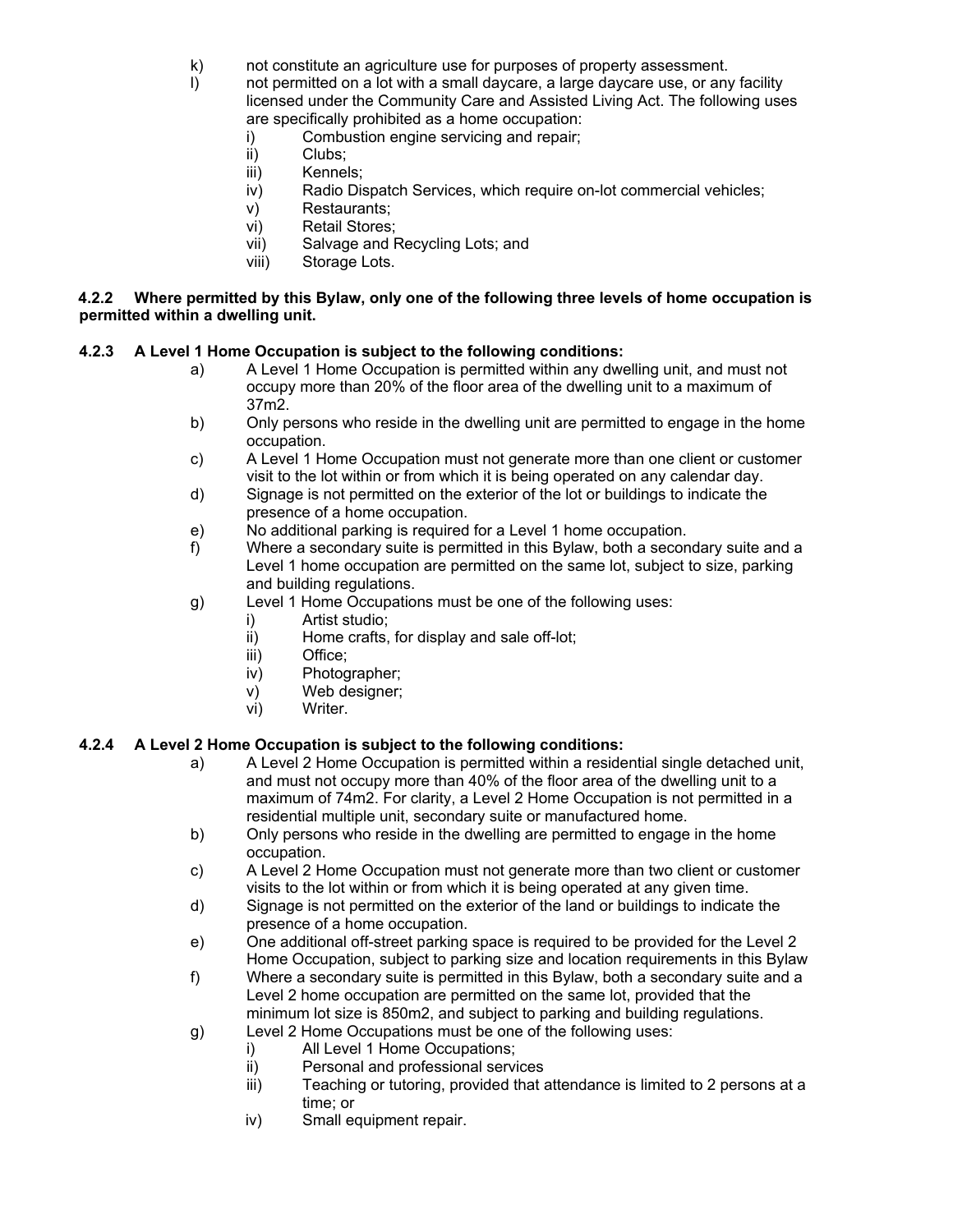k) not constitute an agriculture use for purposes of property assessment.

l) not permitted on a lot with a small daycare, a large daycare use, or any facility licensed under the Community Care and Assisted Living Act. The following uses are specifically prohibited as a home occupation:

   i) Combustion engine servicing and repair;
   ii) Clubs;
   iii) Kennels;
   iv) Radio Dispatch Services, which require on-lot commercial vehicles;
   v) Restaurants;
   vi) Retail Stores;
   vii) Salvage and Recycling Lots; and
   viii) Storage Lots.

**4.2.2 Where permitted by this Bylaw, only one of the following three levels of home occupation is permitted within a dwelling unit.**

**4.2.3 A Level 1 Home Occupation is subject to the following conditions:**

a) A Level 1 Home Occupation is permitted within any dwelling unit, and must not occupy more than 20% of the floor area of the dwelling unit to a maximum of 37m2.

b) Only persons who reside in the dwelling unit are permitted to engage in the home occupation.

c) A Level 1 Home Occupation must not generate more than one client or customer visit to the lot within or from which it is being operated on any calendar day.

d) Signage is not permitted on the exterior of the lot or buildings to indicate the presence of a home occupation.

e) No additional parking is required for a Level 1 home occupation.

f) Where a secondary suite is permitted in this Bylaw, both a secondary suite and a Level 1 home occupation are permitted on the same lot, subject to size, parking and building regulations.

g) Level 1 Home Occupations must be one of the following uses:

   i) Artist studio;
   ii) Home crafts, for display and sale off-lot;
   iii) Office;
   iv) Photographer;
   v) Web designer;
   vi) Writer.

**4.2.4 A Level 2 Home Occupation is subject to the following conditions:**

a) A Level 2 Home Occupation is permitted within a residential single detached unit, and must not occupy more than 40% of the floor area of the dwelling unit to a maximum of 74m2. For clarity, a Level 2 Home Occupation is not permitted in a residential multiple unit, secondary suite or manufactured home.

b) Only persons who reside in the dwelling are permitted to engage in the home occupation.

c) A Level 2 Home Occupation must not generate more than two client or customer visits to the lot within or from which it is being operated at any given time.

d) Signage is not permitted on the exterior of the land or buildings to indicate the presence of a home occupation.

e) One additional off-street parking space is required to be provided for the Level 2 Home Occupation, subject to parking size and location requirements in this Bylaw

f) Where a secondary suite is permitted in this Bylaw, both a secondary suite and a Level 2 home occupation are permitted on the same lot, provided that the minimum lot size is 850m2, and subject to parking and building regulations.

g) Level 2 Home Occupations must be one of the following uses:

   i) All Level 1 Home Occupations;
   ii) Personal and professional services
   iii) Teaching or tutoring, provided that attendance is limited to 2 persons at a time; or
   iv) Small equipment repair.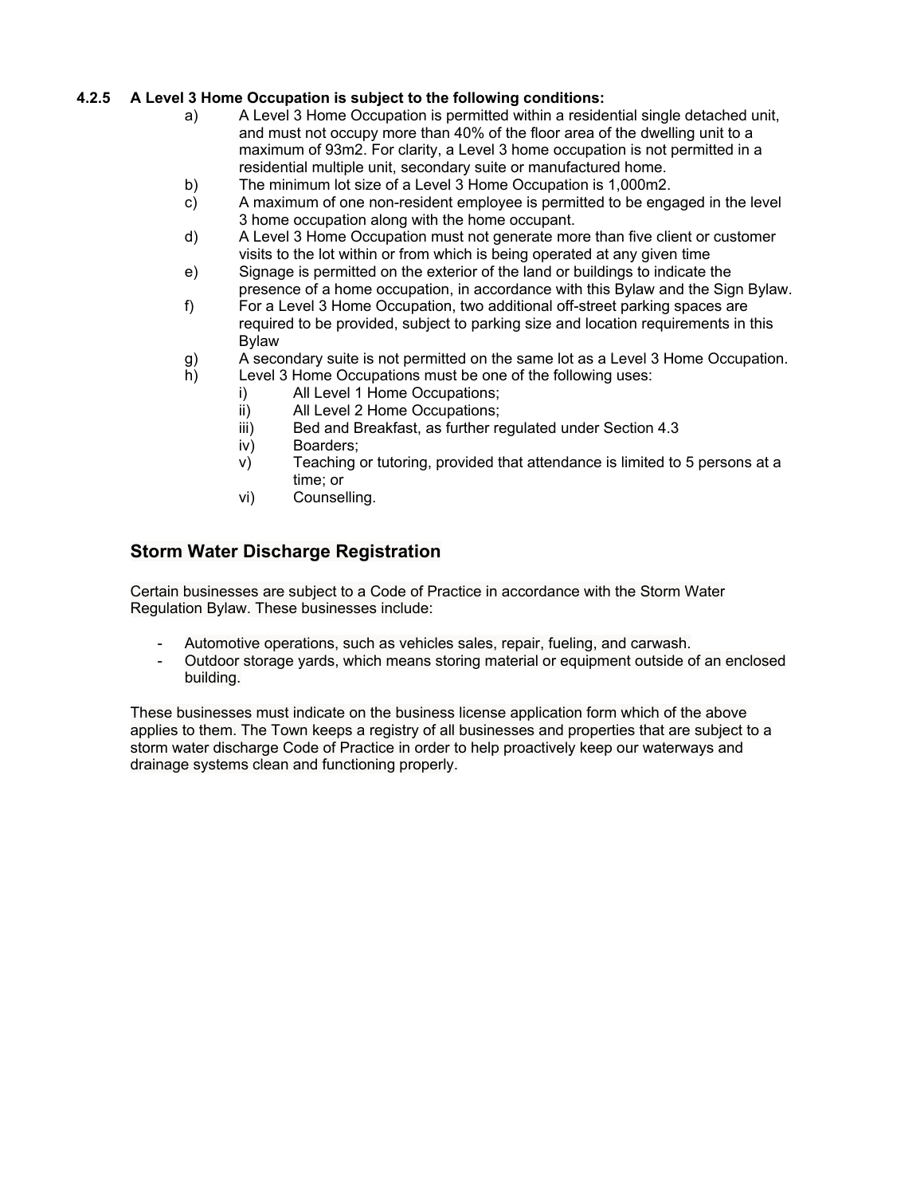**4.2.5 A Level 3 Home Occupation is subject to the following conditions:**

a) A Level 3 Home Occupation is permitted within a residential single detached unit, and must not occupy more than 40% of the floor area of the dwelling unit to a maximum of 93m2. For clarity, a Level 3 home occupation is not permitted in a residential multiple unit, secondary suite or manufactured home.

b) The minimum lot size of a Level 3 Home Occupation is 1,000m2.

c) A maximum of one non-resident employee is permitted to be engaged in the level 3 home occupation along with the home occupant.

d) A Level 3 Home Occupation must not generate more than five client or customer visits to the lot within or from which is being operated at any given time

e) Signage is permitted on the exterior of the land or buildings to indicate the presence of a home occupation, in accordance with this Bylaw and the Sign Bylaw.

f) For a Level 3 Home Occupation, two additional off-street parking spaces are required to be provided, subject to parking size and location requirements in this Bylaw

g) A secondary suite is not permitted on the same lot as a Level 3 Home Occupation.

h) Level 3 Home Occupations must be one of the following uses:

   i) All Level 1 Home Occupations;

   ii) All Level 2 Home Occupations;

   iii) Bed and Breakfast, as further regulated under Section 4.3

   iv) Boarders;

   v) Teaching or tutoring, provided that attendance is limited to 5 persons at a time; or

   vi) Counselling.

## Storm Water Discharge Registration

Certain businesses are subject to a Code of Practice in accordance with the Storm Water Regulation Bylaw. These businesses include:

- Automotive operations, such as vehicles sales, repair, fueling, and carwash.
- Outdoor storage yards, which means storing material or equipment outside of an enclosed building.

These businesses must indicate on the business license application form which of the above applies to them. The Town keeps a registry of all businesses and properties that are subject to a storm water discharge Code of Practice in order to help proactively keep our waterways and drainage systems clean and functioning properly.